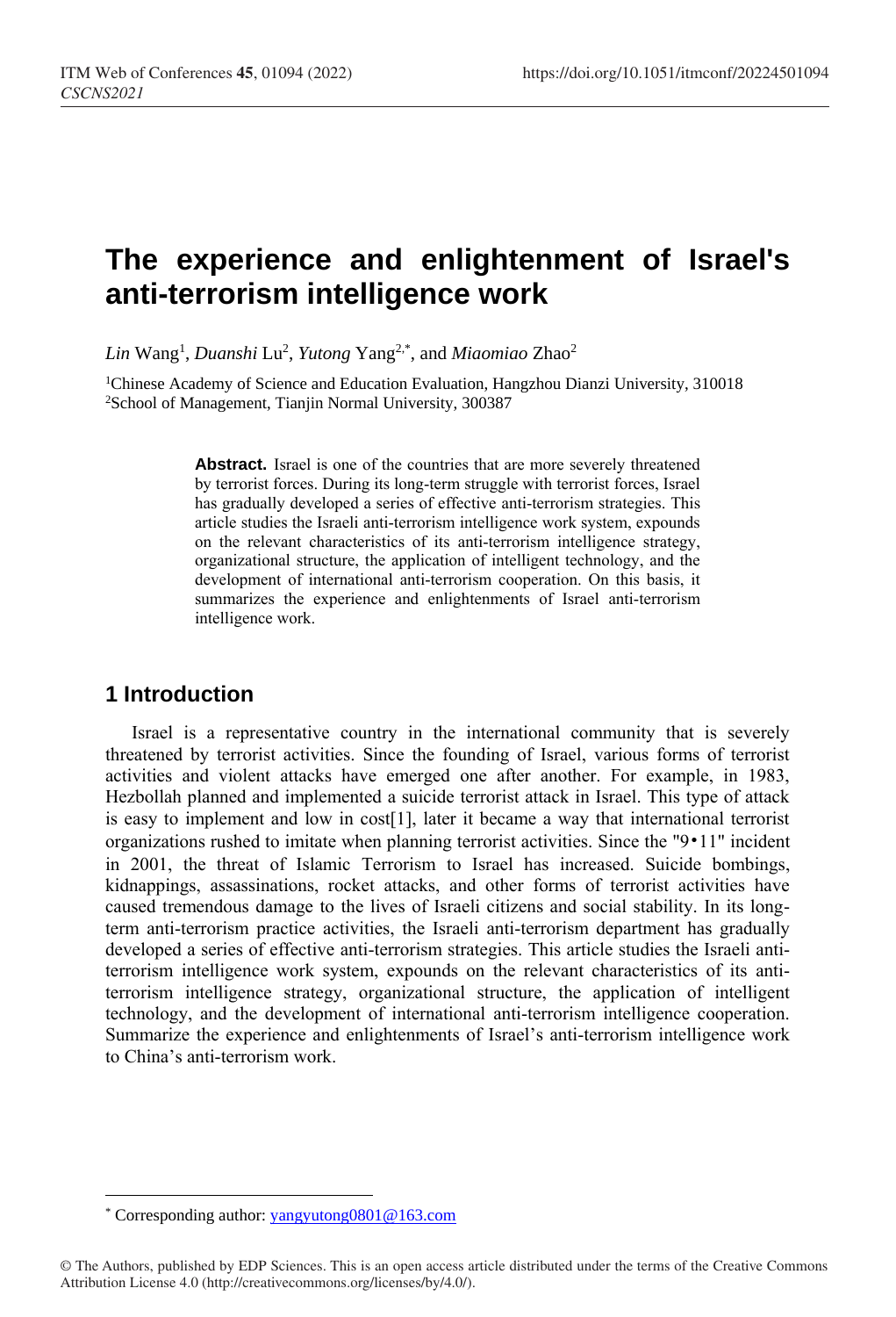# The experience and enlightenment of Israel's anti-terrorism intelligence work

*Lin* Wang[1], *Duanshi* Lu[2], *Yutong* Yang[2,*], and *Miaomiao* Zhao[2]

[1]Chinese Academy of Science and Education Evaluation, Hangzhou Dianzi University, 310018
[2]School of Management, Tianjin Normal University, 300387

**Abstract.** Israel is one of the countries that are more severely threatened by terrorist forces. During its long-term struggle with terrorist forces, Israel has gradually developed a series of effective anti-terrorism strategies. This article studies the Israeli anti-terrorism intelligence work system, expounds on the relevant characteristics of its anti-terrorism intelligence strategy, organizational structure, the application of intelligent technology, and the development of international anti-terrorism cooperation. On this basis, it summarizes the experience and enlightenments of Israel anti-terrorism intelligence work.

## 1 Introduction

Israel is a representative country in the international community that is severely threatened by terrorist activities. Since the founding of Israel, various forms of terrorist activities and violent attacks have emerged one after another. For example, in 1983, Hezbollah planned and implemented a suicide terrorist attack in Israel. This type of attack is easy to implement and low in cost[1], later it became a way that international terrorist organizations rushed to imitate when planning terrorist activities. Since the "9•11" incident in 2001, the threat of Islamic Terrorism to Israel has increased. Suicide bombings, kidnappings, assassinations, rocket attacks, and other forms of terrorist activities have caused tremendous damage to the lives of Israeli citizens and social stability. In its long-term anti-terrorism practice activities, the Israeli anti-terrorism department has gradually developed a series of effective anti-terrorism strategies. This article studies the Israeli anti-terrorism intelligence work system, expounds on the relevant characteristics of its anti-terrorism intelligence strategy, organizational structure, the application of intelligent technology, and the development of international anti-terrorism intelligence cooperation. Summarize the experience and enlightenments of Israel's anti-terrorism intelligence work to China's anti-terrorism work.

---

* Corresponding author: yangyutong0801@163.com

© The Authors, published by EDP Sciences. This is an open access article distributed under the terms of the Creative Commons Attribution License 4.0 (http://creativecommons.org/licenses/by/4.0/).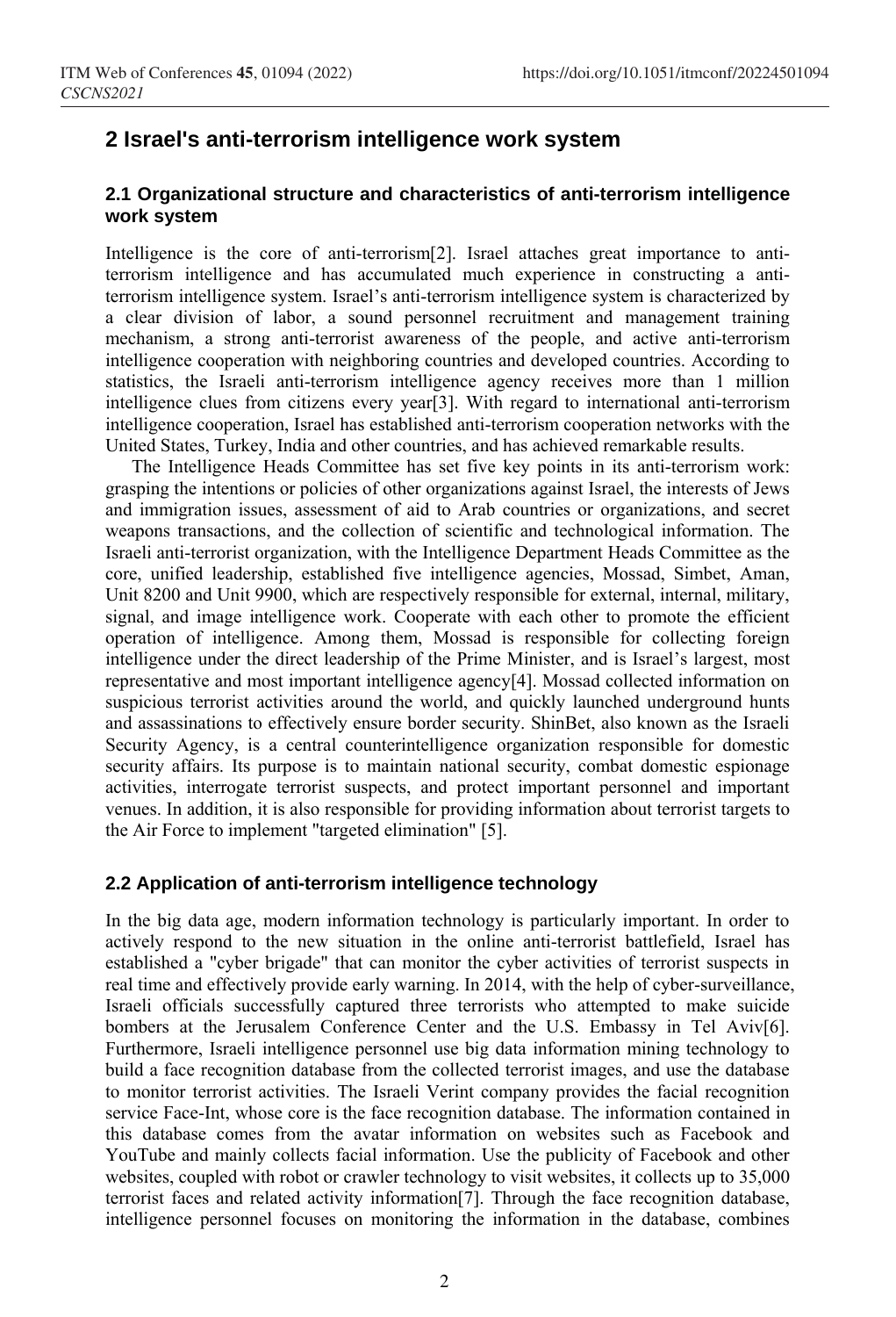## 2 Israel's anti-terrorism intelligence work system

### 2.1 Organizational structure and characteristics of anti-terrorism intelligence work system

Intelligence is the core of anti-terrorism[2]. Israel attaches great importance to anti-terrorism intelligence and has accumulated much experience in constructing a anti-terrorism intelligence system. Israel's anti-terrorism intelligence system is characterized by a clear division of labor, a sound personnel recruitment and management training mechanism, a strong anti-terrorist awareness of the people, and active anti-terrorism intelligence cooperation with neighboring countries and developed countries. According to statistics, the Israeli anti-terrorism intelligence agency receives more than 1 million intelligence clues from citizens every year[3]. With regard to international anti-terrorism intelligence cooperation, Israel has established anti-terrorism cooperation networks with the United States, Turkey, India and other countries, and has achieved remarkable results.

The Intelligence Heads Committee has set five key points in its anti-terrorism work: grasping the intentions or policies of other organizations against Israel, the interests of Jews and immigration issues, assessment of aid to Arab countries or organizations, and secret weapons transactions, and the collection of scientific and technological information. The Israeli anti-terrorist organization, with the Intelligence Department Heads Committee as the core, unified leadership, established five intelligence agencies, Mossad, Simbet, Aman, Unit 8200 and Unit 9900, which are respectively responsible for external, internal, military, signal, and image intelligence work. Cooperate with each other to promote the efficient operation of intelligence. Among them, Mossad is responsible for collecting foreign intelligence under the direct leadership of the Prime Minister, and is Israel's largest, most representative and most important intelligence agency[4]. Mossad collected information on suspicious terrorist activities around the world, and quickly launched underground hunts and assassinations to effectively ensure border security. ShinBet, also known as the Israeli Security Agency, is a central counterintelligence organization responsible for domestic security affairs. Its purpose is to maintain national security, combat domestic espionage activities, interrogate terrorist suspects, and protect important personnel and important venues. In addition, it is also responsible for providing information about terrorist targets to the Air Force to implement "targeted elimination" [5].

### 2.2 Application of anti-terrorism intelligence technology

In the big data age, modern information technology is particularly important. In order to actively respond to the new situation in the online anti-terrorist battlefield, Israel has established a "cyber brigade" that can monitor the cyber activities of terrorist suspects in real time and effectively provide early warning. In 2014, with the help of cyber-surveillance, Israeli officials successfully captured three terrorists who attempted to make suicide bombers at the Jerusalem Conference Center and the U.S. Embassy in Tel Aviv[6]. Furthermore, Israeli intelligence personnel use big data information mining technology to build a face recognition database from the collected terrorist images, and use the database to monitor terrorist activities. The Israeli Verint company provides the facial recognition service Face-Int, whose core is the face recognition database. The information contained in this database comes from the avatar information on websites such as Facebook and YouTube and mainly collects facial information. Use the publicity of Facebook and other websites, coupled with robot or crawler technology to visit websites, it collects up to 35,000 terrorist faces and related activity information[7]. Through the face recognition database, intelligence personnel focuses on monitoring the information in the database, combines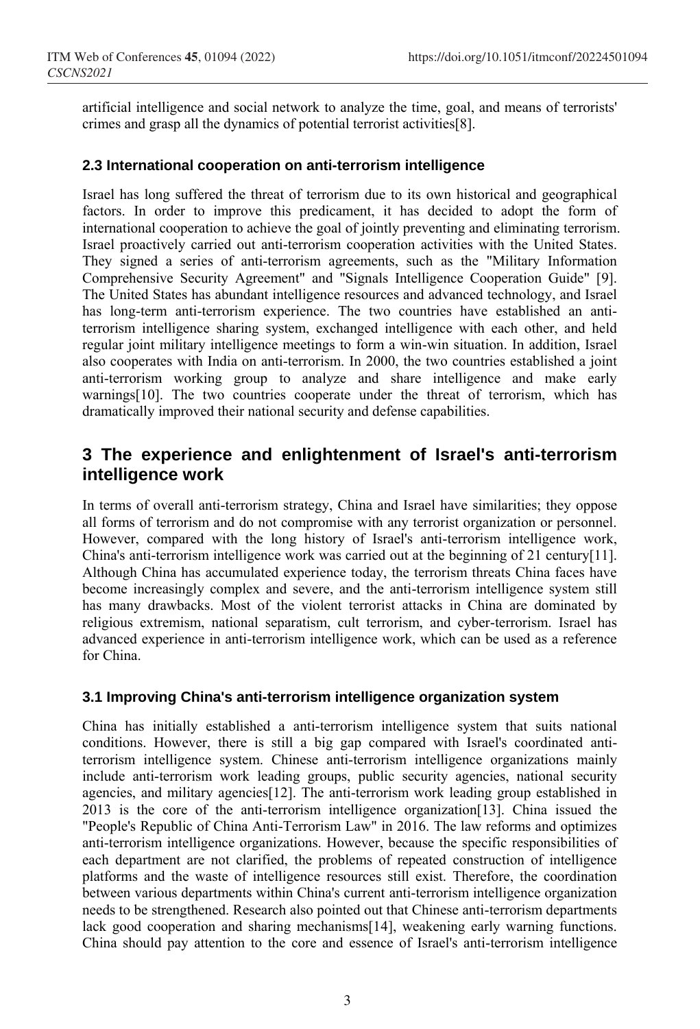artificial intelligence and social network to analyze the time, goal, and means of terrorists' crimes and grasp all the dynamics of potential terrorist activities[8].

### 2.3 International cooperation on anti-terrorism intelligence

Israel has long suffered the threat of terrorism due to its own historical and geographical factors. In order to improve this predicament, it has decided to adopt the form of international cooperation to achieve the goal of jointly preventing and eliminating terrorism. Israel proactively carried out anti-terrorism cooperation activities with the United States. They signed a series of anti-terrorism agreements, such as the "Military Information Comprehensive Security Agreement" and "Signals Intelligence Cooperation Guide" [9]. The United States has abundant intelligence resources and advanced technology, and Israel has long-term anti-terrorism experience. The two countries have established an anti-terrorism intelligence sharing system, exchanged intelligence with each other, and held regular joint military intelligence meetings to form a win-win situation. In addition, Israel also cooperates with India on anti-terrorism. In 2000, the two countries established a joint anti-terrorism working group to analyze and share intelligence and make early warnings[10]. The two countries cooperate under the threat of terrorism, which has dramatically improved their national security and defense capabilities.

## 3 The experience and enlightenment of Israel's anti-terrorism intelligence work

In terms of overall anti-terrorism strategy, China and Israel have similarities; they oppose all forms of terrorism and do not compromise with any terrorist organization or personnel. However, compared with the long history of Israel's anti-terrorism intelligence work, China's anti-terrorism intelligence work was carried out at the beginning of 21 century[11]. Although China has accumulated experience today, the terrorism threats China faces have become increasingly complex and severe, and the anti-terrorism intelligence system still has many drawbacks. Most of the violent terrorist attacks in China are dominated by religious extremism, national separatism, cult terrorism, and cyber-terrorism. Israel has advanced experience in anti-terrorism intelligence work, which can be used as a reference for China.

### 3.1 Improving China's anti-terrorism intelligence organization system

China has initially established a anti-terrorism intelligence system that suits national conditions. However, there is still a big gap compared with Israel's coordinated anti-terrorism intelligence system. Chinese anti-terrorism intelligence organizations mainly include anti-terrorism work leading groups, public security agencies, national security agencies, and military agencies[12]. The anti-terrorism work leading group established in 2013 is the core of the anti-terrorism intelligence organization[13]. China issued the "People's Republic of China Anti-Terrorism Law" in 2016. The law reforms and optimizes anti-terrorism intelligence organizations. However, because the specific responsibilities of each department are not clarified, the problems of repeated construction of intelligence platforms and the waste of intelligence resources still exist. Therefore, the coordination between various departments within China's current anti-terrorism intelligence organization needs to be strengthened. Research also pointed out that Chinese anti-terrorism departments lack good cooperation and sharing mechanisms[14], weakening early warning functions. China should pay attention to the core and essence of Israel's anti-terrorism intelligence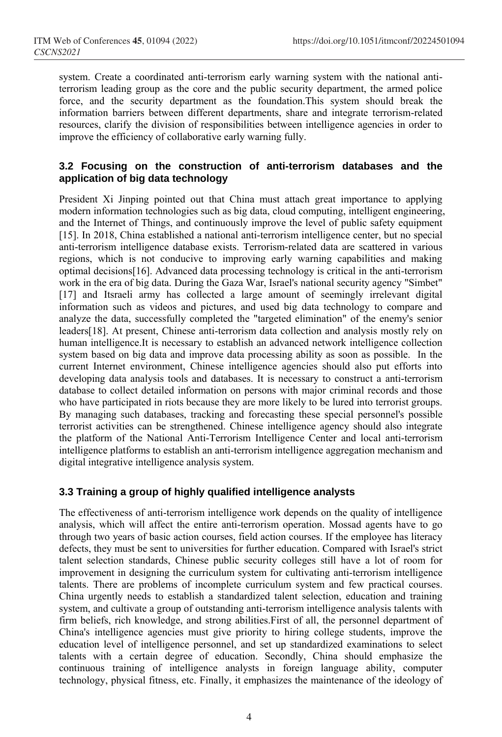system. Create a coordinated anti-terrorism early warning system with the national anti-terrorism leading group as the core and the public security department, the armed police force, and the security department as the foundation.This system should break the information barriers between different departments, share and integrate terrorism-related resources, clarify the division of responsibilities between intelligence agencies in order to improve the efficiency of collaborative early warning fully.

### 3.2 Focusing on the construction of anti-terrorism databases and the application of big data technology

President Xi Jinping pointed out that China must attach great importance to applying modern information technologies such as big data, cloud computing, intelligent engineering, and the Internet of Things, and continuously improve the level of public safety equipment [15]. In 2018, China established a national anti-terrorism intelligence center, but no special anti-terrorism intelligence database exists. Terrorism-related data are scattered in various regions, which is not conducive to improving early warning capabilities and making optimal decisions[16]. Advanced data processing technology is critical in the anti-terrorism work in the era of big data. During the Gaza War, Israel's national security agency "Simbet" [17] and Itsraeli army has collected a large amount of seemingly irrelevant digital information such as videos and pictures, and used big data technology to compare and analyze the data, successfully completed the "targeted elimination" of the enemy's senior leaders[18]. At present, Chinese anti-terrorism data collection and analysis mostly rely on human intelligence.It is necessary to establish an advanced network intelligence collection system based on big data and improve data processing ability as soon as possible. In the current Internet environment, Chinese intelligence agencies should also put efforts into developing data analysis tools and databases. It is necessary to construct a anti-terrorism database to collect detailed information on persons with major criminal records and those who have participated in riots because they are more likely to be lured into terrorist groups. By managing such databases, tracking and forecasting these special personnel's possible terrorist activities can be strengthened. Chinese intelligence agency should also integrate the platform of the National Anti-Terrorism Intelligence Center and local anti-terrorism intelligence platforms to establish an anti-terrorism intelligence aggregation mechanism and digital integrative intelligence analysis system.

### 3.3 Training a group of highly qualified intelligence analysts

The effectiveness of anti-terrorism intelligence work depends on the quality of intelligence analysis, which will affect the entire anti-terrorism operation. Mossad agents have to go through two years of basic action courses, field action courses. If the employee has literacy defects, they must be sent to universities for further education. Compared with Israel's strict talent selection standards, Chinese public security colleges still have a lot of room for improvement in designing the curriculum system for cultivating anti-terrorism intelligence talents. There are problems of incomplete curriculum system and few practical courses. China urgently needs to establish a standardized talent selection, education and training system, and cultivate a group of outstanding anti-terrorism intelligence analysis talents with firm beliefs, rich knowledge, and strong abilities.First of all, the personnel department of China's intelligence agencies must give priority to hiring college students, improve the education level of intelligence personnel, and set up standardized examinations to select talents with a certain degree of education. Secondly, China should emphasize the continuous training of intelligence analysts in foreign language ability, computer technology, physical fitness, etc. Finally, it emphasizes the maintenance of the ideology of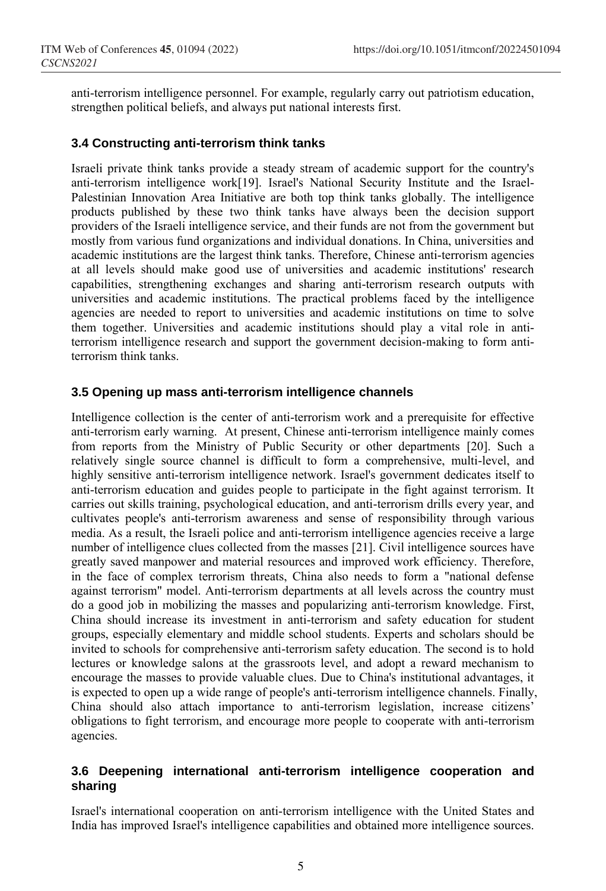anti-terrorism intelligence personnel. For example, regularly carry out patriotism education, strengthen political beliefs, and always put national interests first.

### 3.4 Constructing anti-terrorism think tanks

Israeli private think tanks provide a steady stream of academic support for the country's anti-terrorism intelligence work[19]. Israel's National Security Institute and the Israel-Palestinian Innovation Area Initiative are both top think tanks globally. The intelligence products published by these two think tanks have always been the decision support providers of the Israeli intelligence service, and their funds are not from the government but mostly from various fund organizations and individual donations. In China, universities and academic institutions are the largest think tanks. Therefore, Chinese anti-terrorism agencies at all levels should make good use of universities and academic institutions' research capabilities, strengthening exchanges and sharing anti-terrorism research outputs with universities and academic institutions. The practical problems faced by the intelligence agencies are needed to report to universities and academic institutions on time to solve them together. Universities and academic institutions should play a vital role in anti-terrorism intelligence research and support the government decision-making to form anti-terrorism think tanks.

### 3.5 Opening up mass anti-terrorism intelligence channels

Intelligence collection is the center of anti-terrorism work and a prerequisite for effective anti-terrorism early warning. At present, Chinese anti-terrorism intelligence mainly comes from reports from the Ministry of Public Security or other departments [20]. Such a relatively single source channel is difficult to form a comprehensive, multi-level, and highly sensitive anti-terrorism intelligence network. Israel's government dedicates itself to anti-terrorism education and guides people to participate in the fight against terrorism. It carries out skills training, psychological education, and anti-terrorism drills every year, and cultivates people's anti-terrorism awareness and sense of responsibility through various media. As a result, the Israeli police and anti-terrorism intelligence agencies receive a large number of intelligence clues collected from the masses [21]. Civil intelligence sources have greatly saved manpower and material resources and improved work efficiency. Therefore, in the face of complex terrorism threats, China also needs to form a "national defense against terrorism" model. Anti-terrorism departments at all levels across the country must do a good job in mobilizing the masses and popularizing anti-terrorism knowledge. First, China should increase its investment in anti-terrorism and safety education for student groups, especially elementary and middle school students. Experts and scholars should be invited to schools for comprehensive anti-terrorism safety education. The second is to hold lectures or knowledge salons at the grassroots level, and adopt a reward mechanism to encourage the masses to provide valuable clues. Due to China's institutional advantages, it is expected to open up a wide range of people's anti-terrorism intelligence channels. Finally, China should also attach importance to anti-terrorism legislation, increase citizens' obligations to fight terrorism, and encourage more people to cooperate with anti-terrorism agencies.

### 3.6 Deepening international anti-terrorism intelligence cooperation and sharing

Israel's international cooperation on anti-terrorism intelligence with the United States and India has improved Israel's intelligence capabilities and obtained more intelligence sources.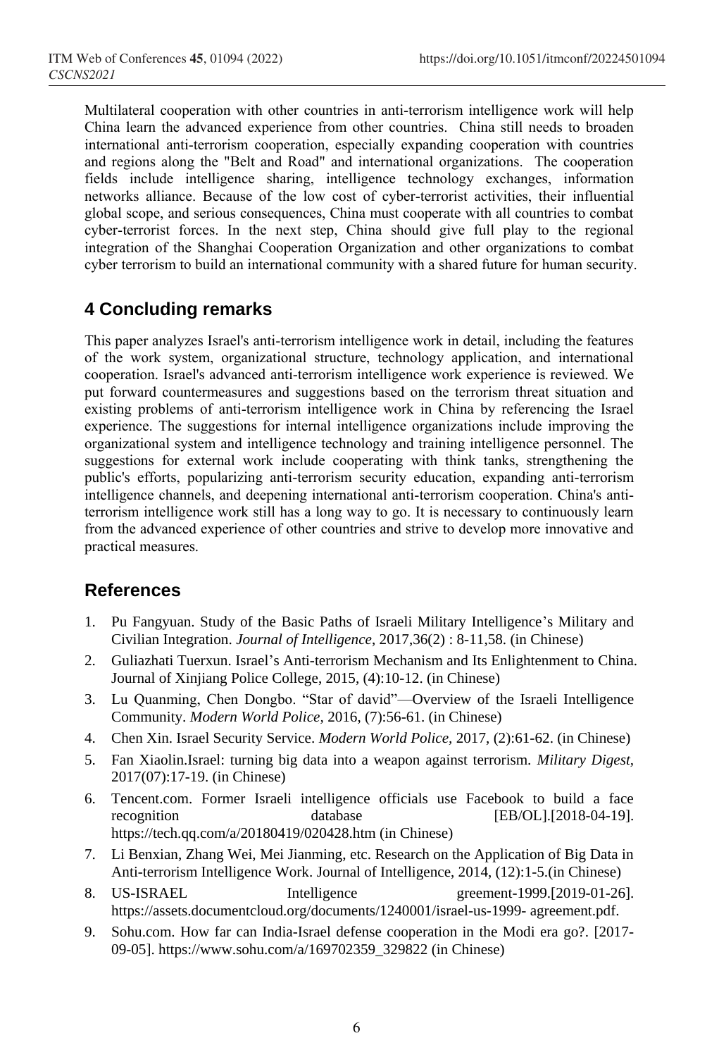Multilateral cooperation with other countries in anti-terrorism intelligence work will help China learn the advanced experience from other countries. China still needs to broaden international anti-terrorism cooperation, especially expanding cooperation with countries and regions along the "Belt and Road" and international organizations. The cooperation fields include intelligence sharing, intelligence technology exchanges, information networks alliance. Because of the low cost of cyber-terrorist activities, their influential global scope, and serious consequences, China must cooperate with all countries to combat cyber-terrorist forces. In the next step, China should give full play to the regional integration of the Shanghai Cooperation Organization and other organizations to combat cyber terrorism to build an international community with a shared future for human security.

## 4 Concluding remarks

This paper analyzes Israel's anti-terrorism intelligence work in detail, including the features of the work system, organizational structure, technology application, and international cooperation. Israel's advanced anti-terrorism intelligence work experience is reviewed. We put forward countermeasures and suggestions based on the terrorism threat situation and existing problems of anti-terrorism intelligence work in China by referencing the Israel experience. The suggestions for internal intelligence organizations include improving the organizational system and intelligence technology and training intelligence personnel. The suggestions for external work include cooperating with think tanks, strengthening the public's efforts, popularizing anti-terrorism security education, expanding anti-terrorism intelligence channels, and deepening international anti-terrorism cooperation. China's anti-terrorism intelligence work still has a long way to go. It is necessary to continuously learn from the advanced experience of other countries and strive to develop more innovative and practical measures.

## References

1. Pu Fangyuan. Study of the Basic Paths of Israeli Military Intelligence's Military and Civilian Integration. *Journal of Intelligence*, 2017,36(2) : 8-11,58. (in Chinese)
2. Guliazhati Tuerxun. Israel's Anti-terrorism Mechanism and Its Enlightenment to China. Journal of Xinjiang Police College, 2015, (4):10-12. (in Chinese)
3. Lu Quanming, Chen Dongbo. "Star of david"—Overview of the Israeli Intelligence Community. *Modern World Police,* 2016, (7):56-61. (in Chinese)
4. Chen Xin. Israel Security Service. *Modern World Police,* 2017, (2):61-62. (in Chinese)
5. Fan Xiaolin.Israel: turning big data into a weapon against terrorism. *Military Digest*, 2017(07):17-19. (in Chinese)
6. Tencent.com. Former Israeli intelligence officials use Facebook to build a face recognition database [EB/OL].[2018-04-19]. https://tech.qq.com/a/20180419/020428.htm (in Chinese)
7. Li Benxian, Zhang Wei, Mei Jianming, etc. Research on the Application of Big Data in Anti-terrorism Intelligence Work. Journal of Intelligence, 2014, (12):1-5.(in Chinese)
8. US-ISRAEL Intelligence greement-1999.[2019-01-26]. https://assets.documentcloud.org/documents/1240001/israel-us-1999- agreement.pdf.
9. Sohu.com. How far can India-Israel defense cooperation in the Modi era go?. [2017-09-05]. https://www.sohu.com/a/169702359_329822 (in Chinese)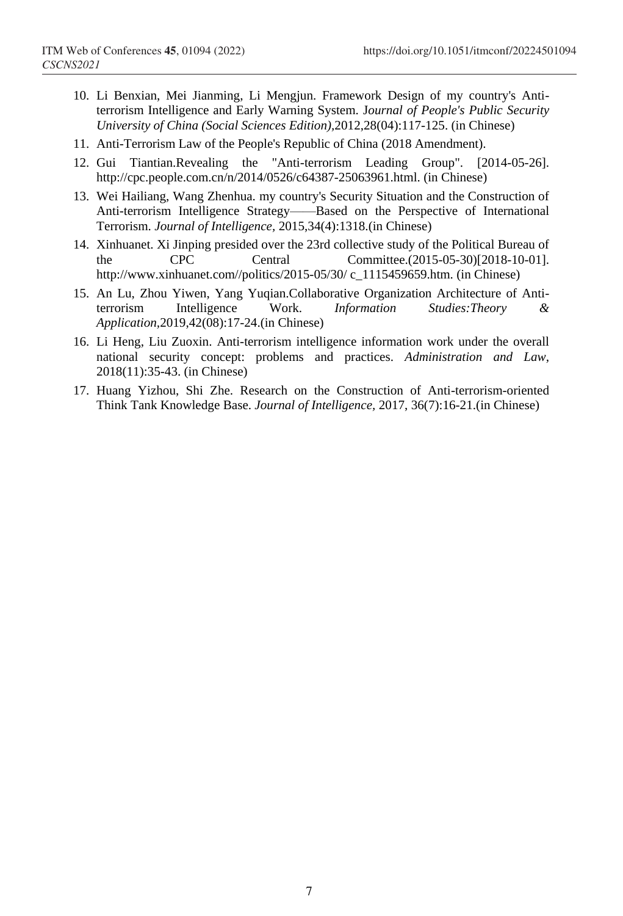10. Li Benxian, Mei Jianming, Li Mengjun. Framework Design of my country's Anti-terrorism Intelligence and Early Warning System. *Journal of People's Public Security University of China (Social Sciences Edition)*,2012,28(04):117-125. (in Chinese)
11. Anti-Terrorism Law of the People's Republic of China (2018 Amendment).
12. Gui Tiantian.Revealing the "Anti-terrorism Leading Group". [2014-05-26]. http://cpc.people.com.cn/n/2014/0526/c64387-25063961.html. (in Chinese)
13. Wei Hailiang, Wang Zhenhua. my country's Security Situation and the Construction of Anti-terrorism Intelligence Strategy——Based on the Perspective of International Terrorism. *Journal of Intelligence*, 2015,34(4):1318.(in Chinese)
14. Xinhuanet. Xi Jinping presided over the 23rd collective study of the Political Bureau of the CPC Central Committee.(2015-05-30)[2018-10-01]. http://www.xinhuanet.com//politics/2015-05/30/ c_1115459659.htm. (in Chinese)
15. An Lu, Zhou Yiwen, Yang Yuqian.Collaborative Organization Architecture of Anti-terrorism Intelligence Work. *Information Studies:Theory & Application*,2019,42(08):17-24.(in Chinese)
16. Li Heng, Liu Zuoxin. Anti-terrorism intelligence information work under the overall national security concept: problems and practices. *Administration and Law*, 2018(11):35-43. (in Chinese)
17. Huang Yizhou, Shi Zhe. Research on the Construction of Anti-terrorism-oriented Think Tank Knowledge Base. *Journal of Intelligence*, 2017, 36(7):16-21.(in Chinese)